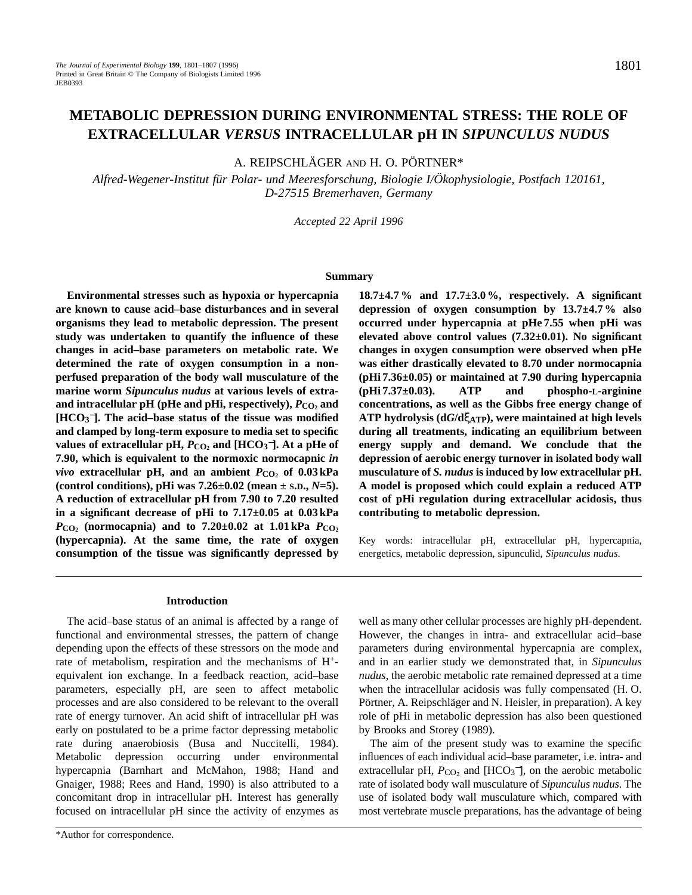# METABOLIC DEPRESSION DURING ENVIRONMENTAL STRESS: THE ROLE OF EXTRACELLULAR *VERSUS* INTRACELLULAR pH IN *SIPUNCULUS NUDUS*

A. REIPSCHLÄGER AND H. O. PÖRTNER*

*Alfred-Wegener-Institut für Polar- und Meeresforschung, Biologie I/Ökophysiologie, Postfach 120161, D-27515 Bremerhaven, Germany*

*Accepted 22 April 1996*

## Summary

**Environmental stresses such as hypoxia or hypercapnia are known to cause acid–base disturbances and in several organisms they lead to metabolic depression. The present study was undertaken to quantify the influence of these changes in acid–base parameters on metabolic rate. We determined the rate of oxygen consumption in a non-perfused preparation of the body wall musculature of the marine worm *Sipunculus nudus* at various levels of extra- and intracellular pH (pHe and pHi, respectively), $P_{CO_2}$ and $[HCO_3^-]$. The acid–base status of the tissue was modified and clamped by long-term exposure to media set to specific values of extracellular pH, $P_{CO_2}$ and $[HCO_3^-]$. At a pHe of 7.90, which is equivalent to the normoxic normocapnic *in vivo* extracellular pH, and an ambient $P_{CO_2}$ of 0.03 kPa (control conditions), pHi was 7.26±0.02 (mean ± S.D., *N*=5). A reduction of extracellular pH from 7.90 to 7.20 resulted in a significant decrease of pHi to 7.17±0.05 at 0.03 kPa $P_{CO_2}$ (normocapnia) and to 7.20±0.02 at 1.01 kPa $P_{CO_2}$ (hypercapnia). At the same time, the rate of oxygen consumption of the tissue was significantly depressed by 18.7±4.7 % and 17.7±3.0 %, respectively. A significant depression of oxygen consumption by 13.7±4.7 % also occurred under hypercapnia at pHe 7.55 when pHi was elevated above control values (7.32±0.01). No significant changes in oxygen consumption were observed when pHe was either drastically elevated to 8.70 under normocapnia (pHi 7.36±0.05) or maintained at 7.90 during hypercapnia (pHi 7.37±0.03). ATP and phospho-L-arginine concentrations, as well as the Gibbs free energy change of ATP hydrolysis ($dG/d\xi_{ATP}$), were maintained at high levels during all treatments, indicating an equilibrium between energy supply and demand. We conclude that the depression of aerobic energy turnover in isolated body wall musculature of *S. nudus* is induced by low extracellular pH. A model is proposed which could explain a reduced ATP cost of pHi regulation during extracellular acidosis, thus contributing to metabolic depression.**

Key words: intracellular pH, extracellular pH, hypercapnia, energetics, metabolic depression, sipunculid, *Sipunculus nudus*.

## Introduction

The acid–base status of an animal is affected by a range of functional and environmental stresses, the pattern of change depending upon the effects of these stressors on the mode and rate of metabolism, respiration and the mechanisms of $H^+$-equivalent ion exchange. In a feedback reaction, acid–base parameters, especially pH, are seen to affect metabolic processes and are also considered to be relevant to the overall rate of energy turnover. An acid shift of intracellular pH was early on postulated to be a prime factor depressing metabolic rate during anaerobiosis (Busa and Nuccitelli, 1984). Metabolic depression occurring under environmental hypercapnia (Barnhart and McMahon, 1988; Hand and Gnaiger, 1988; Rees and Hand, 1990) is also attributed to a concomitant drop in intracellular pH. Interest has generally focused on intracellular pH since the activity of enzymes as well as many other cellular processes are highly pH-dependent. However, the changes in intra- and extracellular acid–base parameters during environmental hypercapnia are complex, and in an earlier study we demonstrated that, in *Sipunculus nudus*, the aerobic metabolic rate remained depressed at a time when the intracellular acidosis was fully compensated (H. O. Pörtner, A. Reipschläger and N. Heisler, in preparation). A key role of pHi in metabolic depression has also been questioned by Brooks and Storey (1989).

The aim of the present study was to examine the specific influences of each individual acid–base parameter, i.e. intra- and extracellular pH, $P_{CO_2}$ and $[HCO_3^-]$, on the aerobic metabolic rate of isolated body wall musculature of *Sipunculus nudus*. The use of isolated body wall musculature which, compared with most vertebrate muscle preparations, has the advantage of being

*Author for correspondence.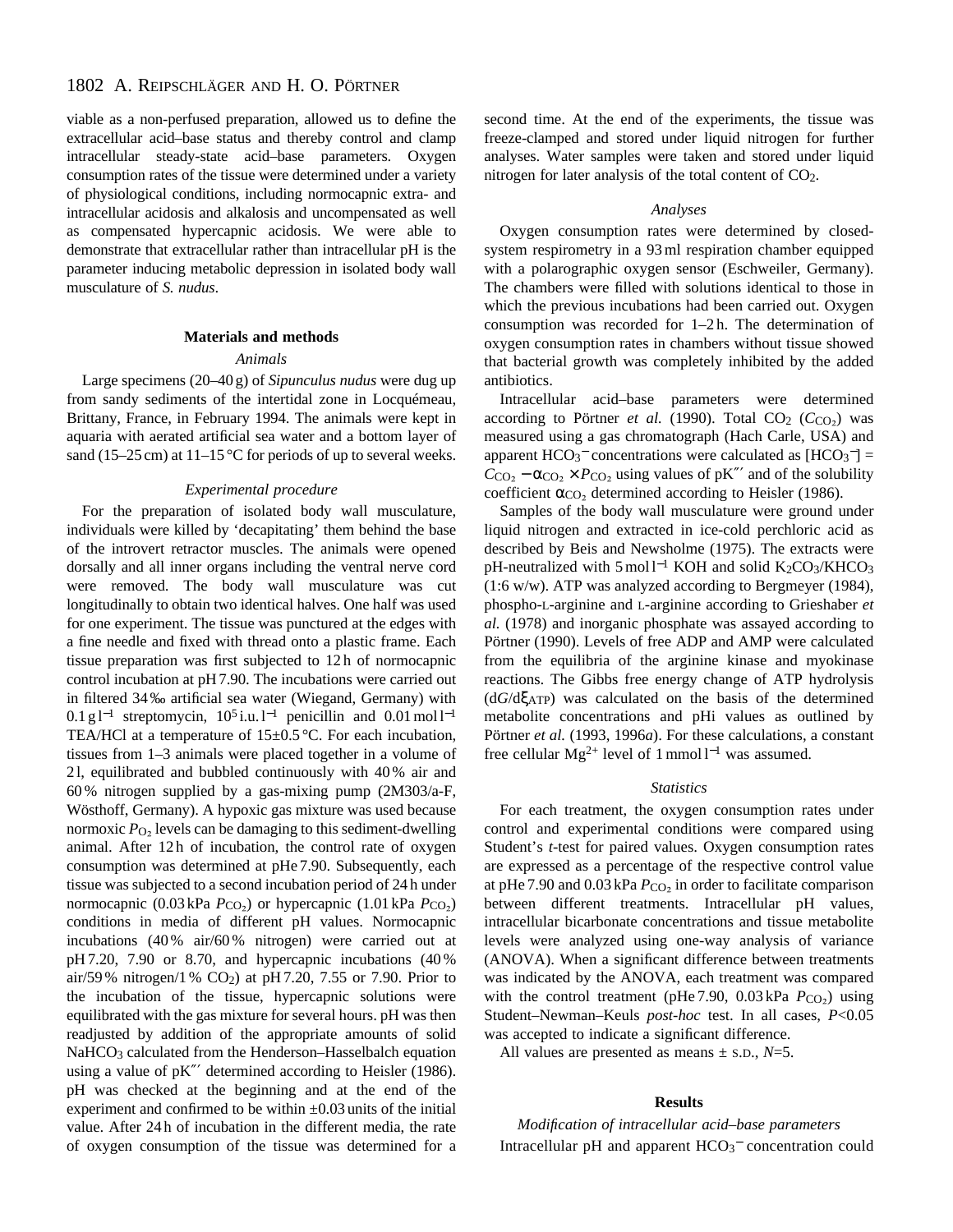viable as a non-perfused preparation, allowed us to define the extracellular acid–base status and thereby control and clamp intracellular steady-state acid–base parameters. Oxygen consumption rates of the tissue were determined under a variety of physiological conditions, including normocapnic extra- and intracellular acidosis and alkalosis and uncompensated as well as compensated hypercapnic acidosis. We were able to demonstrate that extracellular rather than intracellular pH is the parameter inducing metabolic depression in isolated body wall musculature of *S. nudus*.

## Materials and methods

### *Animals*

Large specimens (20–40 g) of *Sipunculus nudus* were dug up from sandy sediments of the intertidal zone in Locquémeau, Brittany, France, in February 1994. The animals were kept in aquaria with aerated artificial sea water and a bottom layer of sand (15–25 cm) at 11–15 °C for periods of up to several weeks.

### *Experimental procedure*

For the preparation of isolated body wall musculature, individuals were killed by 'decapitating' them behind the base of the introvert retractor muscles. The animals were opened dorsally and all inner organs including the ventral nerve cord were removed. The body wall musculature was cut longitudinally to obtain two identical halves. One half was used for one experiment. The tissue was punctured at the edges with a fine needle and fixed with thread onto a plastic frame. Each tissue preparation was first subjected to 12 h of normocapnic control incubation at pH 7.90. The incubations were carried out in filtered 34 ‰ artificial sea water (Wiegand, Germany) with 0.1 g $l^{-1}$ streptomycin, $10^5$ i.u. $l^{-1}$ penicillin and 0.01 mol $l^{-1}$ TEA/HCl at a temperature of 15±0.5 °C. For each incubation, tissues from 1–3 animals were placed together in a volume of 2 l, equilibrated and bubbled continuously with 40 % air and 60 % nitrogen supplied by a gas-mixing pump (2M303/a-F, Wösthoff, Germany). A hypoxic gas mixture was used because normoxic $P_{O_2}$ levels can be damaging to this sediment-dwelling animal. After 12 h of incubation, the control rate of oxygen consumption was determined at pHe 7.90. Subsequently, each tissue was subjected to a second incubation period of 24 h under normocapnic (0.03 kPa $P_{CO_2}$) or hypercapnic (1.01 kPa $P_{CO_2}$) conditions in media of different pH values. Normocapnic incubations (40 % air/60 % nitrogen) were carried out at pH 7.20, 7.90 or 8.70, and hypercapnic incubations (40 % air/59 % nitrogen/1 % $CO_2$) at pH 7.20, 7.55 or 7.90. Prior to the incubation of the tissue, hypercapnic solutions were equilibrated with the gas mixture for several hours. pH was then readjusted by addition of the appropriate amounts of solid $NaHCO_3$ calculated from the Henderson–Hasselbalch equation using a value of pK‴ determined according to Heisler (1986). pH was checked at the beginning and at the end of the experiment and confirmed to be within ±0.03 units of the initial value. After 24 h of incubation in the different media, the rate of oxygen consumption of the tissue was determined for a second time. At the end of the experiments, the tissue was freeze-clamped and stored under liquid nitrogen for further analyses. Water samples were taken and stored under liquid nitrogen for later analysis of the total content of $CO_2$.

### *Analyses*

Oxygen consumption rates were determined by closed-system respirometry in a 93 ml respiration chamber equipped with a polarographic oxygen sensor (Eschweiler, Germany). The chambers were filled with solutions identical to those in which the previous incubations had been carried out. Oxygen consumption was recorded for 1–2 h. The determination of oxygen consumption rates in chambers without tissue showed that bacterial growth was completely inhibited by the added antibiotics.

Intracellular acid–base parameters were determined according to Pörtner *et al.* (1990). Total $CO_2$ ($C_{CO_2}$) was measured using a gas chromatograph (Hach Carle, USA) and apparent $HCO_3^-$ concentrations were calculated as $[HCO_3^-] = C_{CO_2} - \alpha_{CO_2} \times P_{CO_2}$ using values of pK‴ and of the solubility coefficient $\alpha_{CO_2}$ determined according to Heisler (1986).

Samples of the body wall musculature were ground under liquid nitrogen and extracted in ice-cold perchloric acid as described by Beis and Newsholme (1975). The extracts were pH-neutralized with 5 mol $l^{-1}$ KOH and solid $K_2CO_3$/$KHCO_3$ (1:6 w/w). ATP was analyzed according to Bergmeyer (1984), phospho-L-arginine and L-arginine according to Grieshaber *et al.* (1978) and inorganic phosphate was assayed according to Pörtner (1990). Levels of free ADP and AMP were calculated from the equilibria of the arginine kinase and myokinase reactions. The Gibbs free energy change of ATP hydrolysis ($dG/d\xi_{ATP}$) was calculated on the basis of the determined metabolite concentrations and pHi values as outlined by Pörtner *et al.* (1993, 1996*a*). For these calculations, a constant free cellular $Mg^{2+}$ level of 1 mmol $l^{-1}$ was assumed.

### *Statistics*

For each treatment, the oxygen consumption rates under control and experimental conditions were compared using Student's *t*-test for paired values. Oxygen consumption rates are expressed as a percentage of the respective control value at pHe 7.90 and 0.03 kPa $P_{CO_2}$ in order to facilitate comparison between different treatments. Intracellular pH values, intracellular bicarbonate concentrations and tissue metabolite levels were analyzed using one-way analysis of variance (ANOVA). When a significant difference between treatments was indicated by the ANOVA, each treatment was compared with the control treatment (pHe 7.90, 0.03 kPa $P_{CO_2}$) using Student–Newman–Keuls *post-hoc* test. In all cases, $P<0.05$ was accepted to indicate a significant difference.

All values are presented as means ± S.D., $N$=5.

## Results

### *Modification of intracellular acid–base parameters*

Intracellular pH and apparent $HCO_3^-$ concentration could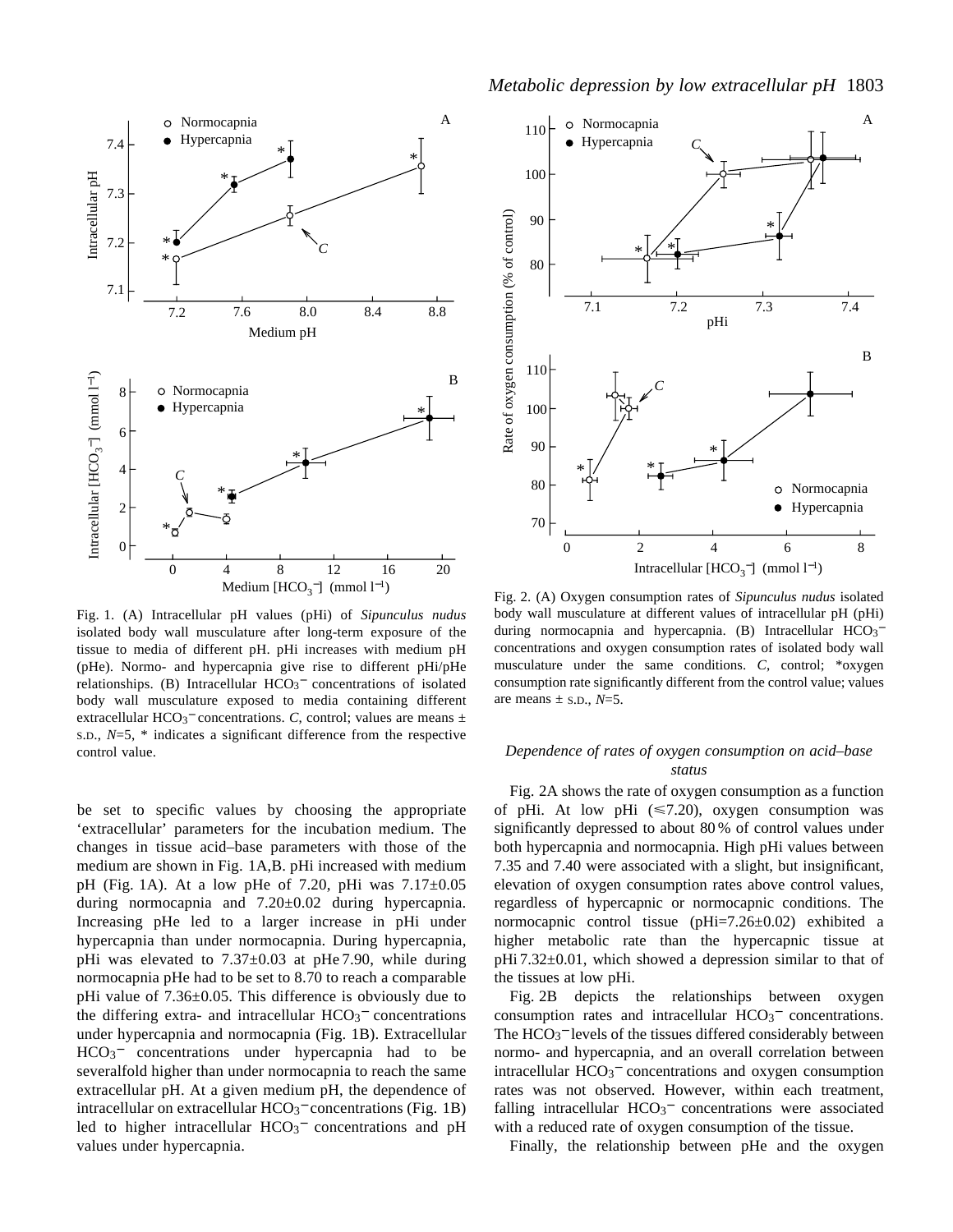Fig. 1. (A) Intracellular pH values (pHi) of *Sipunculus nudus* isolated body wall musculature after long-term exposure of the tissue to media of different pH. pHi increases with medium pH (pHe). Normo- and hypercapnia give rise to different pHi/pHe relationships. (B) Intracellular $HCO_3^-$ concentrations of isolated body wall musculature exposed to media containing different extracellular $HCO_3^-$ concentrations. *C*, control; values are means ± S.D., *N*=5, * indicates a significant difference from the respective control value.

be set to specific values by choosing the appropriate 'extracellular' parameters for the incubation medium. The changes in tissue acid–base parameters with those of the medium are shown in Fig. 1A,B. pHi increased with medium pH (Fig. 1A). At a low pHe of 7.20, pHi was 7.17±0.05 during normocapnia and 7.20±0.02 during hypercapnia. Increasing pHe led to a larger increase in pHi under hypercapnia than under normocapnia. During hypercapnia, pHi was elevated to 7.37±0.03 at pHe 7.90, while during normocapnia pHe had to be set to 8.70 to reach a comparable pHi value of 7.36±0.05. This difference is obviously due to the differing extra- and intracellular $HCO_3^-$ concentrations under hypercapnia and normocapnia (Fig. 1B). Extracellular $HCO_3^-$ concentrations under hypercapnia had to be severalfold higher than under normocapnia to reach the same extracellular pH. At a given medium pH, the dependence of intracellular on extracellular $HCO_3^-$ concentrations (Fig. 1B) led to higher intracellular $HCO_3^-$ concentrations and pH values under hypercapnia.

Fig. 2. (A) Oxygen consumption rates of *Sipunculus nudus* isolated body wall musculature at different values of intracellular pH (pHi) during normocapnia and hypercapnia. (B) Intracellular $HCO_3^-$ concentrations and oxygen consumption rates of isolated body wall musculature under the same conditions. *C*, control; *oxygen consumption rate significantly different from the control value; values are means ± S.D., *N*=5.

### *Dependence of rates of oxygen consumption on acid–base status*

Fig. 2A shows the rate of oxygen consumption as a function of pHi. At low pHi (≤7.20), oxygen consumption was significantly depressed to about 80 % of control values under both hypercapnia and normocapnia. High pHi values between 7.35 and 7.40 were associated with a slight, but insignificant, elevation of oxygen consumption rates above control values, regardless of hypercapnic or normocapnic conditions. The normocapnic control tissue (pHi=7.26±0.02) exhibited a higher metabolic rate than the hypercapnic tissue at pHi 7.32±0.01, which showed a depression similar to that of the tissues at low pHi.

Fig. 2B depicts the relationships between oxygen consumption rates and intracellular $HCO_3^-$ concentrations. The $HCO_3^-$ levels of the tissues differed considerably between normo- and hypercapnia, and an overall correlation between intracellular $HCO_3^-$ concentrations and oxygen consumption rates was not observed. However, within each treatment, falling intracellular $HCO_3^-$ concentrations were associated with a reduced rate of oxygen consumption of the tissue.

Finally, the relationship between pHe and the oxygen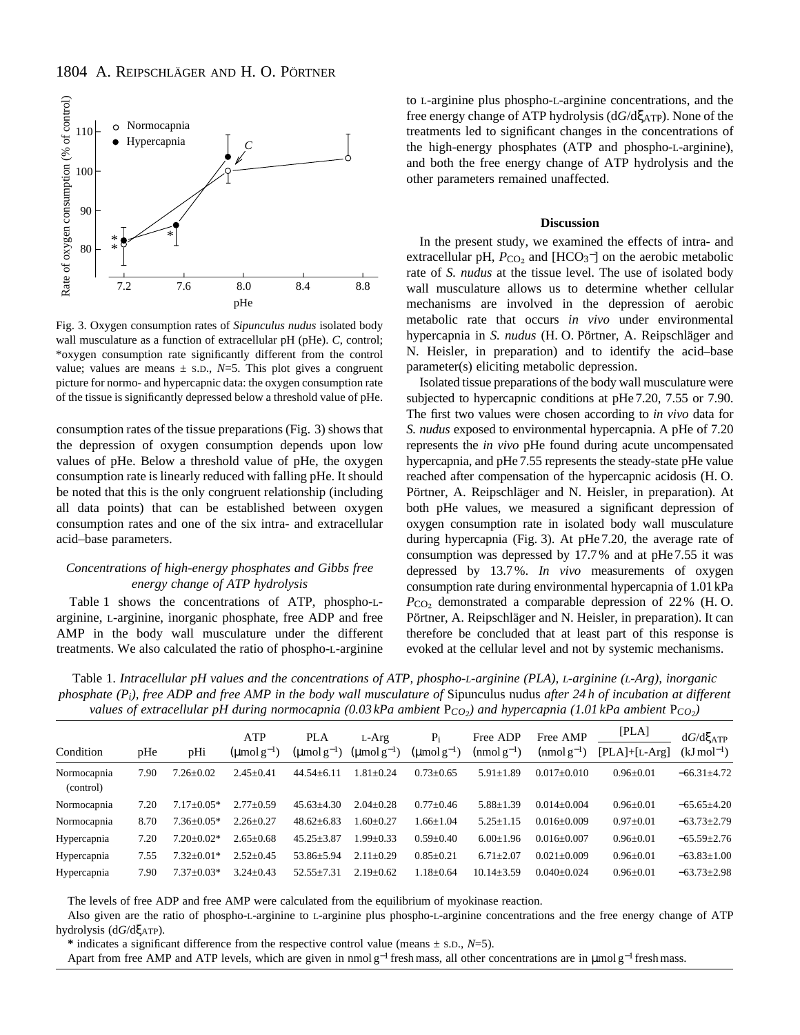Fig. 3. Oxygen consumption rates of *Sipunculus nudus* isolated body wall musculature as a function of extracellular pH (pHe). *C*, control; *oxygen consumption rate significantly different from the control value; values are means ± S.D., $N$=5. This plot gives a congruent picture for normo- and hypercapnic data: the oxygen consumption rate of the tissue is significantly depressed below a threshold value of pHe.

consumption rates of the tissue preparations (Fig. 3) shows that the depression of oxygen consumption depends upon low values of pHe. Below a threshold value of pHe, the oxygen consumption rate is linearly reduced with falling pHe. It should be noted that this is the only congruent relationship (including all data points) that can be established between oxygen consumption rates and one of the six intra- and extracellular acid–base parameters.

### *Concentrations of high-energy phosphates and Gibbs free energy change of ATP hydrolysis*

Table 1 shows the concentrations of ATP, phospho-L-arginine, L-arginine, inorganic phosphate, free ADP and free AMP in the body wall musculature under the different treatments. We also calculated the ratio of phospho-L-arginine to L-arginine plus phospho-L-arginine concentrations, and the free energy change of ATP hydrolysis ($dG/d\xi_{ATP}$). None of the treatments led to significant changes in the concentrations of the high-energy phosphates (ATP and phospho-L-arginine), and both the free energy change of ATP hydrolysis and the other parameters remained unaffected.

## Discussion

In the present study, we examined the effects of intra- and extracellular pH, $P_{CO_2}$ and $[HCO_3^-]$ on the aerobic metabolic rate of *S. nudus* at the tissue level. The use of isolated body wall musculature allows us to determine whether cellular mechanisms are involved in the depression of aerobic metabolic rate that occurs *in vivo* under environmental hypercapnia in *S. nudus* (H. O. Pörtner, A. Reipschläger and N. Heisler, in preparation) and to identify the acid–base parameter(s) eliciting metabolic depression.

Isolated tissue preparations of the body wall musculature were subjected to hypercapnic conditions at pHe 7.20, 7.55 or 7.90. The first two values were chosen according to *in vivo* data for *S. nudus* exposed to environmental hypercapnia. A pHe of 7.20 represents the *in vivo* pHe found during acute uncompensated hypercapnia, and pHe 7.55 represents the steady-state pHe value reached after compensation of the hypercapnic acidosis (H. O. Pörtner, A. Reipschläger and N. Heisler, in preparation). At both pHe values, we measured a significant depression of oxygen consumption rate in isolated body wall musculature during hypercapnia (Fig. 3). At pHe 7.20, the average rate of consumption was depressed by 17.7 % and at pHe 7.55 it was depressed by 13.7 %. *In vivo* measurements of oxygen consumption rate during environmental hypercapnia of 1.01 kPa $P_{CO_2}$ demonstrated a comparable depression of 22 % (H. O. Pörtner, A. Reipschläger and N. Heisler, in preparation). It can therefore be concluded that at least part of this response is evoked at the cellular level and not by systemic mechanisms.

Table 1. *Intracellular pH values and the concentrations of ATP, phospho-L-arginine (PLA), L-arginine (L-Arg), inorganic phosphate ($P_i$), free ADP and free AMP in the body wall musculature of* Sipunculus nudus *after 24 h of incubation at different values of extracellular pH during normocapnia (0.03 kPa ambient $P_{CO_2}$) and hypercapnia (1.01 kPa ambient $P_{CO_2}$)*

| Condition | pHe | pHi | ATP ($\mu$mol g$^{-1}$) | PLA ($\mu$mol g$^{-1}$) | L-Arg ($\mu$mol g$^{-1}$) | $P_i$ ($\mu$mol g$^{-1}$) | Free ADP (nmol g$^{-1}$) | Free AMP (nmol g$^{-1}$) | [PLA]/([PLA]+[L-Arg]) | $dG/d\xi_{ATP}$ (kJ mol$^{-1}$) |
|---|---|---|---|---|---|---|---|---|---|---|
| Normocapnia (control) | 7.90 | 7.26±0.02 | 2.45±0.41 | 44.54±6.11 | 1.81±0.24 | 0.73±0.65 | 5.91±1.89 | 0.017±0.010 | 0.96±0.01 | −66.31±4.72 |
| Normocapnia | 7.20 | 7.17±0.05* | 2.77±0.59 | 45.63±4.30 | 2.04±0.28 | 0.77±0.46 | 5.88±1.39 | 0.014±0.004 | 0.96±0.01 | −65.65±4.20 |
| Normocapnia | 8.70 | 7.36±0.05* | 2.26±0.27 | 48.62±6.83 | 1.60±0.27 | 1.66±1.04 | 5.25±1.15 | 0.016±0.009 | 0.97±0.01 | −63.73±2.79 |
| Hypercapnia | 7.20 | 7.20±0.02* | 2.65±0.68 | 45.25±3.87 | 1.99±0.33 | 0.59±0.40 | 6.00±1.96 | 0.016±0.007 | 0.96±0.01 | −65.59±2.76 |
| Hypercapnia | 7.55 | 7.32±0.01* | 2.52±0.45 | 53.86±5.94 | 2.11±0.29 | 0.85±0.21 | 6.71±2.07 | 0.021±0.009 | 0.96±0.01 | −63.83±1.00 |
| Hypercapnia | 7.90 | 7.37±0.03* | 3.24±0.43 | 52.55±7.31 | 2.19±0.62 | 1.18±0.64 | 10.14±3.59 | 0.040±0.024 | 0.96±0.01 | −63.73±2.98 |

The levels of free ADP and free AMP were calculated from the equilibrium of myokinase reaction.

Also given are the ratio of phospho-L-arginine to L-arginine plus phospho-L-arginine concentrations and the free energy change of ATP hydrolysis ($dG/d\xi_{ATP}$).

* indicates a significant difference from the respective control value (means ± S.D., $N$=5).

Apart from free AMP and ATP levels, which are given in nmol g$^{-1}$ fresh mass, all other concentrations are in $\mu$mol g$^{-1}$ fresh mass.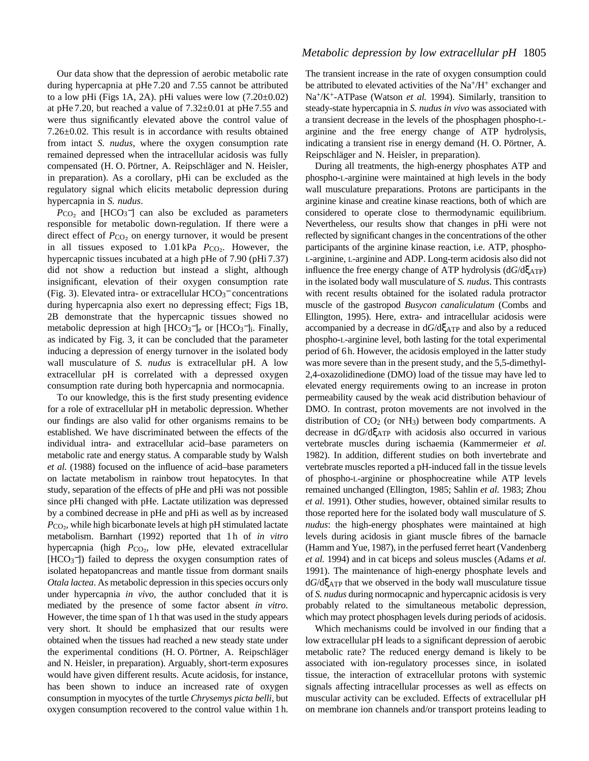Our data show that the depression of aerobic metabolic rate during hypercapnia at pHe 7.20 and 7.55 cannot be attributed to a low pHi (Figs 1A, 2A). pHi values were low (7.20±0.02) at pHe 7.20, but reached a value of 7.32±0.01 at pHe 7.55 and were thus significantly elevated above the control value of 7.26±0.02. This result is in accordance with results obtained from intact *S. nudus*, where the oxygen consumption rate remained depressed when the intracellular acidosis was fully compensated (H. O. Pörtner, A. Reipschläger and N. Heisler, in preparation). As a corollary, pHi can be excluded as the regulatory signal which elicits metabolic depression during hypercapnia in *S. nudus*.

$P_{CO_2}$ and $[HCO_3^-]$ can also be excluded as parameters responsible for metabolic down-regulation. If there were a direct effect of $P_{CO_2}$ on energy turnover, it would be present in all tissues exposed to 1.01 kPa $P_{CO_2}$. However, the hypercapnic tissues incubated at a high pHe of 7.90 (pHi 7.37) did not show a reduction but instead a slight, although insignificant, elevation of their oxygen consumption rate (Fig. 3). Elevated intra- or extracellular $HCO_3^-$ concentrations during hypercapnia also exert no depressing effect; Figs 1B, 2B demonstrate that the hypercapnic tissues showed no metabolic depression at high $[HCO_3^-]_e$ or $[HCO_3^-]_i$. Finally, as indicated by Fig. 3, it can be concluded that the parameter inducing a depression of energy turnover in the isolated body wall musculature of *S. nudus* is extracellular pH. A low extracellular pH is correlated with a depressed oxygen consumption rate during both hypercapnia and normocapnia.

To our knowledge, this is the first study presenting evidence for a role of extracellular pH in metabolic depression. Whether our findings are also valid for other organisms remains to be established. We have discriminated between the effects of the individual intra- and extracellular acid–base parameters on metabolic rate and energy status. A comparable study by Walsh *et al.* (1988) focused on the influence of acid–base parameters on lactate metabolism in rainbow trout hepatocytes. In that study, separation of the effects of pHe and pHi was not possible since pHi changed with pHe. Lactate utilization was depressed by a combined decrease in pHe and pHi as well as by increased $P_{CO_2}$, while high bicarbonate levels at high pH stimulated lactate metabolism. Barnhart (1992) reported that 1 h of *in vitro* hypercapnia (high $P_{CO_2}$, low pHe, elevated extracellular $[HCO_3^-]$) failed to depress the oxygen consumption rates of isolated hepatopancreas and mantle tissue from dormant snails *Otala lactea*. As metabolic depression in this species occurs only under hypercapnia *in vivo*, the author concluded that it is mediated by the presence of some factor absent *in vitro*. However, the time span of 1 h that was used in the study appears very short. It should be emphasized that our results were obtained when the tissues had reached a new steady state under the experimental conditions (H. O. Pörtner, A. Reipschläger and N. Heisler, in preparation). Arguably, short-term exposures would have given different results. Acute acidosis, for instance, has been shown to induce an increased rate of oxygen consumption in myocytes of the turtle *Chrysemys picta belli*, but oxygen consumption recovered to the control value within 1 h. The transient increase in the rate of oxygen consumption could be attributed to elevated activities of the $Na^+/H^+$ exchanger and $Na^+/K^+$-ATPase (Watson *et al.* 1994). Similarly, transition to steady-state hypercapnia in *S. nudus in vivo* was associated with a transient decrease in the levels of the phosphagen phospho-L-arginine and the free energy change of ATP hydrolysis, indicating a transient rise in energy demand (H. O. Pörtner, A. Reipschläger and N. Heisler, in preparation).

During all treatments, the high-energy phosphates ATP and phospho-L-arginine were maintained at high levels in the body wall musculature preparations. Protons are participants in the arginine kinase and creatine kinase reactions, both of which are considered to operate close to thermodynamic equilibrium. Nevertheless, our results show that changes in pHi were not reflected by significant changes in the concentrations of the other participants of the arginine kinase reaction, i.e. ATP, phospho-L-arginine, L-arginine and ADP. Long-term acidosis also did not influence the free energy change of ATP hydrolysis ($dG/d\xi_{ATP}$) in the isolated body wall musculature of *S. nudus*. This contrasts with recent results obtained for the isolated radula protractor muscle of the gastropod *Busycon canaliculatum* (Combs and Ellington, 1995). Here, extra- and intracellular acidosis were accompanied by a decrease in $dG/d\xi_{ATP}$ and also by a reduced phospho-L-arginine level, both lasting for the total experimental period of 6 h. However, the acidosis employed in the latter study was more severe than in the present study, and the 5,5-dimethyl-2,4-oxazolidinedione (DMO) load of the tissue may have led to elevated energy requirements owing to an increase in proton permeability caused by the weak acid distribution behaviour of DMO. In contrast, proton movements are not involved in the distribution of $CO_2$ (or $NH_3$) between body compartments. A decrease in $dG/d\xi_{ATP}$ with acidosis also occurred in various vertebrate muscles during ischaemia (Kammermeier *et al.* 1982). In addition, different studies on both invertebrate and vertebrate muscles reported a pH-induced fall in the tissue levels of phospho-L-arginine or phosphocreatine while ATP levels remained unchanged (Ellington, 1985; Sahlin *et al.* 1983; Zhou *et al.* 1991). Other studies, however, obtained similar results to those reported here for the isolated body wall musculature of *S. nudus*: the high-energy phosphates were maintained at high levels during acidosis in giant muscle fibres of the barnacle (Hamm and Yue, 1987), in the perfused ferret heart (Vandenberg *et al.* 1994) and in cat biceps and soleus muscles (Adams *et al.* 1991). The maintenance of high-energy phosphate levels and $dG/d\xi_{ATP}$ that we observed in the body wall musculature tissue of *S. nudus* during normocapnic and hypercapnic acidosis is very probably related to the simultaneous metabolic depression, which may protect phosphagen levels during periods of acidosis.

Which mechanisms could be involved in our finding that a low extracellular pH leads to a significant depression of aerobic metabolic rate? The reduced energy demand is likely to be associated with ion-regulatory processes since, in isolated tissue, the interaction of extracellular protons with systemic signals affecting intracellular processes as well as effects on muscular activity can be excluded. Effects of extracellular pH on membrane ion channels and/or transport proteins leading to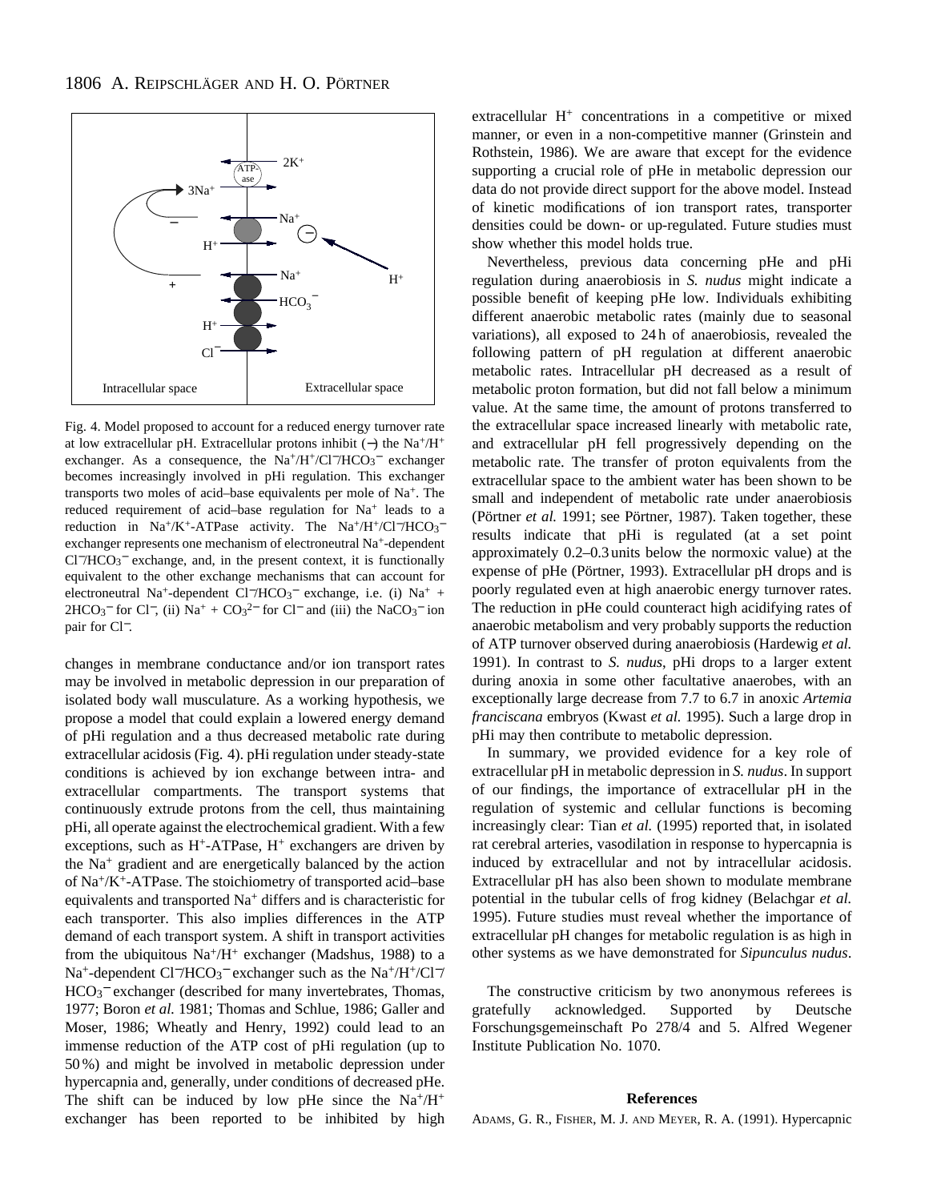Fig. 4. Model proposed to account for a reduced energy turnover rate at low extracellular pH. Extracellular protons inhibit (−) the $Na^+/H^+$ exchanger. As a consequence, the $Na^+/H^+/Cl^-/HCO_3^-$ exchanger becomes increasingly involved in pHi regulation. This exchanger transports two moles of acid–base equivalents per mole of $Na^+$. The reduced requirement of acid–base regulation for $Na^+$ leads to a reduction in $Na^+/K^+$-ATPase activity. The $Na^+/H^+/Cl^-/HCO_3^-$ exchanger represents one mechanism of electroneutral $Na^+$-dependent $Cl^-/HCO_3^-$ exchange, and, in the present context, it is functionally equivalent to the other exchange mechanisms that can account for electroneutral $Na^+$-dependent $Cl^-/HCO_3^-$ exchange, i.e. (i) $Na^+$ + $2HCO_3^-$ for $Cl^-$, (ii) $Na^+$ + $CO_3^{2-}$ for $Cl^-$ and (iii) the $NaCO_3^-$ ion pair for $Cl^-$.

changes in membrane conductance and/or ion transport rates may be involved in metabolic depression in our preparation of isolated body wall musculature. As a working hypothesis, we propose a model that could explain a lowered energy demand of pHi regulation and a thus decreased metabolic rate during extracellular acidosis (Fig. 4). pHi regulation under steady-state conditions is achieved by ion exchange between intra- and extracellular compartments. The transport systems that continuously extrude protons from the cell, thus maintaining pHi, all operate against the electrochemical gradient. With a few exceptions, such as $H^+$-ATPase, $H^+$ exchangers are driven by the $Na^+$ gradient and are energetically balanced by the action of $Na^+/K^+$-ATPase. The stoichiometry of transported acid–base equivalents and transported $Na^+$ differs and is characteristic for each transporter. This also implies differences in the ATP demand of each transport system. A shift in transport activities from the ubiquitous $Na^+/H^+$ exchanger (Madshus, 1988) to a $Na^+$-dependent $Cl^-/HCO_3^-$ exchanger such as the $Na^+/H^+/Cl^-/HCO_3^-$ exchanger (described for many invertebrates, Thomas, 1977; Boron *et al.* 1981; Thomas and Schlue, 1986; Galler and Moser, 1986; Wheatly and Henry, 1992) could lead to an immense reduction of the ATP cost of pHi regulation (up to 50 %) and might be involved in metabolic depression under hypercapnia and, generally, under conditions of decreased pHe. The shift can be induced by low pHe since the $Na^+/H^+$ exchanger has been reported to be inhibited by high extracellular $H^+$ concentrations in a competitive or mixed manner, or even in a non-competitive manner (Grinstein and Rothstein, 1986). We are aware that except for the evidence supporting a crucial role of pHe in metabolic depression our data do not provide direct support for the above model. Instead of kinetic modifications of ion transport rates, transporter densities could be down- or up-regulated. Future studies must show whether this model holds true.

Nevertheless, previous data concerning pHe and pHi regulation during anaerobiosis in *S. nudus* might indicate a possible benefit of keeping pHe low. Individuals exhibiting different anaerobic metabolic rates (mainly due to seasonal variations), all exposed to 24 h of anaerobiosis, revealed the following pattern of pH regulation at different anaerobic metabolic rates. Intracellular pH decreased as a result of metabolic proton formation, but did not fall below a minimum value. At the same time, the amount of protons transferred to the extracellular space increased linearly with metabolic rate, and extracellular pH fell progressively depending on the metabolic rate. The transfer of proton equivalents from the extracellular space to the ambient water has been shown to be small and independent of metabolic rate under anaerobiosis (Pörtner *et al.* 1991; see Pörtner, 1987). Taken together, these results indicate that pHi is regulated (at a set point approximately 0.2–0.3 units below the normoxic value) at the expense of pHe (Pörtner, 1993). Extracellular pH drops and is poorly regulated even at high anaerobic energy turnover rates. The reduction in pHe could counteract high acidifying rates of anaerobic metabolism and very probably supports the reduction of ATP turnover observed during anaerobiosis (Hardewig *et al.* 1991). In contrast to *S. nudus*, pHi drops to a larger extent during anoxia in some other facultative anaerobes, with an exceptionally large decrease from 7.7 to 6.7 in anoxic *Artemia franciscana* embryos (Kwast *et al.* 1995). Such a large drop in pHi may then contribute to metabolic depression.

In summary, we provided evidence for a key role of extracellular pH in metabolic depression in *S. nudus*. In support of our findings, the importance of extracellular pH in the regulation of systemic and cellular functions is becoming increasingly clear: Tian *et al.* (1995) reported that, in isolated rat cerebral arteries, vasodilation in response to hypercapnia is induced by extracellular and not by intracellular acidosis. Extracellular pH has also been shown to modulate membrane potential in the tubular cells of frog kidney (Belachgar *et al.* 1995). Future studies must reveal whether the importance of extracellular pH changes for metabolic regulation is as high in other systems as we have demonstrated for *Sipunculus nudus*.

The constructive criticism by two anonymous referees is gratefully acknowledged. Supported by Deutsche Forschungsgemeinschaft Po 278/4 and 5. Alfred Wegener Institute Publication No. 1070.

## References

ADAMS, G. R., FISHER, M. J. AND MEYER, R. A. (1991). Hypercapnic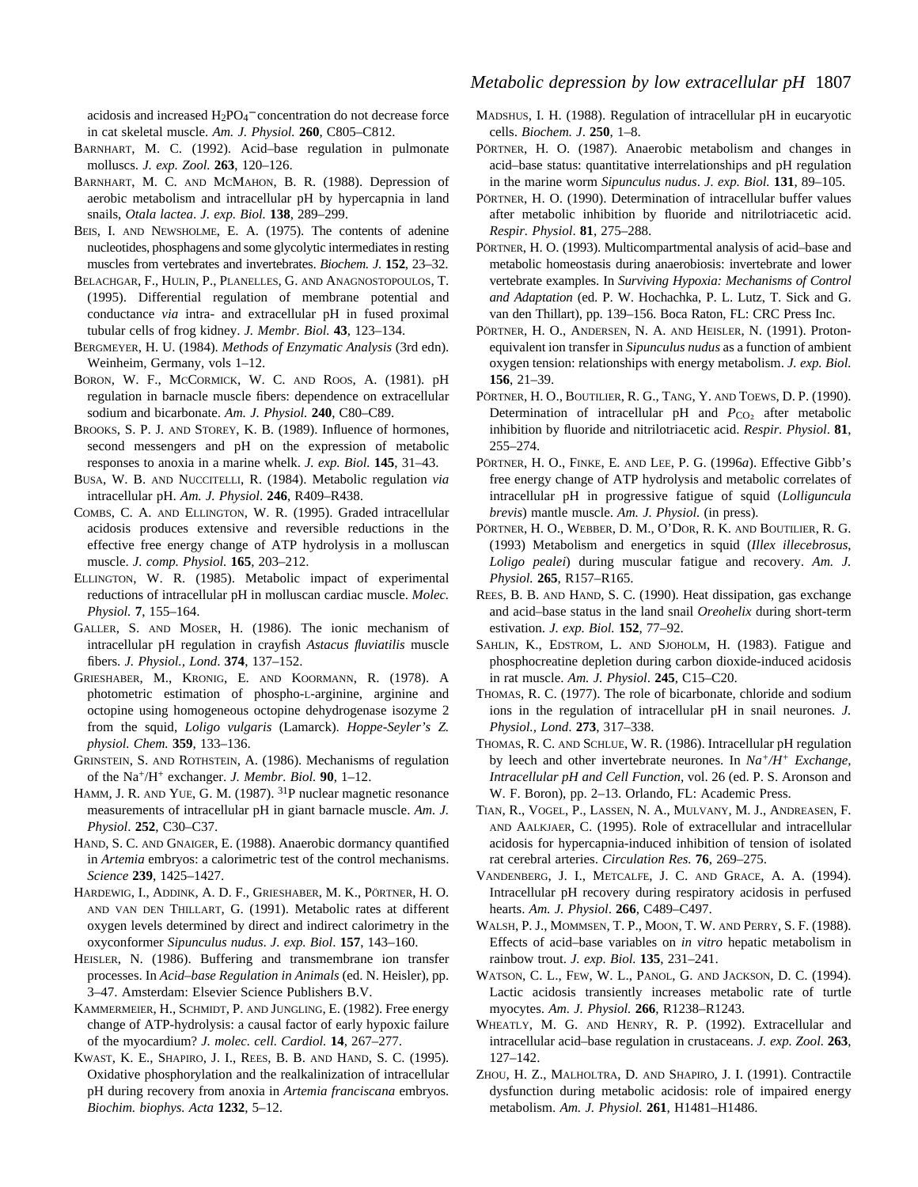acidosis and increased $H_2PO_4^-$ concentration do not decrease force in cat skeletal muscle. *Am. J. Physiol.* **260**, C805–C812.

BARNHART, M. C. (1992). Acid–base regulation in pulmonate molluscs. *J. exp. Zool.* **263**, 120–126.

BARNHART, M. C. AND MCMAHON, B. R. (1988). Depression of aerobic metabolism and intracellular pH by hypercapnia in land snails, *Otala lactea*. *J. exp. Biol.* **138**, 289–299.

BEIS, I. AND NEWSHOLME, E. A. (1975). The contents of adenine nucleotides, phosphagens and some glycolytic intermediates in resting muscles from vertebrates and invertebrates. *Biochem. J.* **152**, 23–32.

BELACHGAR, F., HULIN, P., PLANELLES, G. AND ANAGNOSTOPOULOS, T. (1995). Differential regulation of membrane potential and conductance *via* intra- and extracellular pH in fused proximal tubular cells of frog kidney. *J. Membr. Biol.* **43**, 123–134.

BERGMEYER, H. U. (1984). *Methods of Enzymatic Analysis* (3rd edn). Weinheim, Germany, vols 1–12.

BORON, W. F., MCCORMICK, W. C. AND ROOS, A. (1981). pH regulation in barnacle muscle fibers: dependence on extracellular sodium and bicarbonate. *Am. J. Physiol.* **240**, C80–C89.

BROOKS, S. P. J. AND STOREY, K. B. (1989). Influence of hormones, second messengers and pH on the expression of metabolic responses to anoxia in a marine whelk. *J. exp. Biol.* **145**, 31–43.

BUSA, W. B. AND NUCCITELLI, R. (1984). Metabolic regulation *via* intracellular pH. *Am. J. Physiol*. **246**, R409–R438.

COMBS, C. A. AND ELLINGTON, W. R. (1995). Graded intracellular acidosis produces extensive and reversible reductions in the effective free energy change of ATP hydrolysis in a molluscan muscle. *J. comp. Physiol.* **165**, 203–212.

ELLINGTON, W. R. (1985). Metabolic impact of experimental reductions of intracellular pH in molluscan cardiac muscle. *Molec. Physiol.* **7**, 155–164.

GALLER, S. AND MOSER, H. (1986). The ionic mechanism of intracellular pH regulation in crayfish *Astacus fluviatilis* muscle fibers. *J. Physiol., Lond*. **374**, 137–152.

GRIESHABER, M., KRONIG, E. AND KOORMANN, R. (1978). A photometric estimation of phospho-L-arginine, arginine and octopine using homogeneous octopine dehydrogenase isozyme 2 from the squid, *Loligo vulgaris* (Lamarck). *Hoppe-Seyler's Z. physiol. Chem.* **359**, 133–136.

GRINSTEIN, S. AND ROTHSTEIN, A. (1986). Mechanisms of regulation of the $Na^+/H^+$ exchanger. *J. Membr. Biol.* **90**, 1–12.

HAMM, J. R. AND YUE, G. M. (1987). $^{31}$P nuclear magnetic resonance measurements of intracellular pH in giant barnacle muscle. *Am. J. Physiol*. **252**, C30–C37.

HAND, S. C. AND GNAIGER, E. (1988). Anaerobic dormancy quantified in *Artemia* embryos: a calorimetric test of the control mechanisms. *Science* **239**, 1425–1427.

HARDEWIG, I., ADDINK, A. D. F., GRIESHABER, M. K., PÖRTNER, H. O. AND VAN DEN THILLART, G. (1991). Metabolic rates at different oxygen levels determined by direct and indirect calorimetry in the oxyconformer *Sipunculus nudus*. *J. exp. Biol*. **157**, 143–160.

HEISLER, N. (1986). Buffering and transmembrane ion transfer processes. In *Acid–base Regulation in Animals* (ed. N. Heisler), pp. 3–47. Amsterdam: Elsevier Science Publishers B.V.

KAMMERMEIER, H., SCHMIDT, P. AND JUNGLING, E. (1982). Free energy change of ATP-hydrolysis: a causal factor of early hypoxic failure of the myocardium? *J. molec. cell. Cardiol.* **14**, 267–277.

KWAST, K. E., SHAPIRO, J. I., REES, B. B. AND HAND, S. C. (1995). Oxidative phosphorylation and the realkalinization of intracellular pH during recovery from anoxia in *Artemia franciscana* embryos. *Biochim. biophys. Acta* **1232**, 5–12.

MADSHUS, I. H. (1988). Regulation of intracellular pH in eucaryotic cells. *Biochem. J*. **250**, 1–8.

PÖRTNER, H. O. (1987). Anaerobic metabolism and changes in acid–base status: quantitative interrelationships and pH regulation in the marine worm *Sipunculus nudus*. *J. exp. Biol.* **131**, 89–105.

PÖRTNER, H. O. (1990). Determination of intracellular buffer values after metabolic inhibition by fluoride and nitrilotriacetic acid. *Respir. Physiol*. **81**, 275–288.

PÖRTNER, H. O. (1993). Multicompartmental analysis of acid–base and metabolic homeostasis during anaerobiosis: invertebrate and lower vertebrate examples. In *Surviving Hypoxia: Mechanisms of Control and Adaptation* (ed. P. W. Hochachka, P. L. Lutz, T. Sick and G. van den Thillart), pp. 139–156. Boca Raton, FL: CRC Press Inc.

PÖRTNER, H. O., ANDERSEN, N. A. AND HEISLER, N. (1991). Proton-equivalent ion transfer in *Sipunculus nudus* as a function of ambient oxygen tension: relationships with energy metabolism. *J. exp. Biol.* **156**, 21–39.

PÖRTNER, H. O., BOUTILIER, R. G., TANG, Y. AND TOEWS, D. P. (1990). Determination of intracellular pH and $P_{CO_2}$ after metabolic inhibition by fluoride and nitrilotriacetic acid. *Respir. Physiol*. **81**, 255–274.

PÖRTNER, H. O., FINKE, E. AND LEE, P. G. (1996*a*). Effective Gibb's free energy change of ATP hydrolysis and metabolic correlates of intracellular pH in progressive fatigue of squid (*Lolliguncula brevis*) mantle muscle. *Am. J. Physiol.* (in press).

PÖRTNER, H. O., WEBBER, D. M., O'DOR, R. K. AND BOUTILIER, R. G. (1993) Metabolism and energetics in squid (*Illex illecebrosus*, *Loligo pealei*) during muscular fatigue and recovery. *Am. J. Physiol.* **265**, R157–R165.

REES, B. B. AND HAND, S. C. (1990). Heat dissipation, gas exchange and acid–base status in the land snail *Oreohelix* during short-term estivation. *J. exp. Biol.* **152**, 77–92.

SAHLIN, K., EDSTROM, L. AND SJOHOLM, H. (1983). Fatigue and phosphocreatine depletion during carbon dioxide-induced acidosis in rat muscle. *Am. J. Physiol*. **245**, C15–C20.

THOMAS, R. C. (1977). The role of bicarbonate, chloride and sodium ions in the regulation of intracellular pH in snail neurones. *J. Physiol., Lond*. **273**, 317–338.

THOMAS, R. C. AND SCHLUE, W. R. (1986). Intracellular pH regulation by leech and other invertebrate neurones. In *Na$^+$/H$^+$ Exchange, Intracellular pH and Cell Function*, vol. 26 (ed. P. S. Aronson and W. F. Boron), pp. 2–13. Orlando, FL: Academic Press.

TIAN, R., VOGEL, P., LASSEN, N. A., MULVANY, M. J., ANDREASEN, F. AND AALKJAER, C. (1995). Role of extracellular and intracellular acidosis for hypercapnia-induced inhibition of tension of isolated rat cerebral arteries. *Circulation Res.* **76**, 269–275.

VANDENBERG, J. I., METCALFE, J. C. AND GRACE, A. A. (1994). Intracellular pH recovery during respiratory acidosis in perfused hearts. *Am. J. Physiol*. **266**, C489–C497.

WALSH, P. J., MOMMSEN, T. P., MOON, T. W. AND PERRY, S. F. (1988). Effects of acid–base variables on *in vitro* hepatic metabolism in rainbow trout. *J. exp. Biol.* **135**, 231–241.

WATSON, C. L., FEW, W. L., PANOL, G. AND JACKSON, D. C. (1994). Lactic acidosis transiently increases metabolic rate of turtle myocytes. *Am. J. Physiol.* **266**, R1238–R1243.

WHEATLY, M. G. AND HENRY, R. P. (1992). Extracellular and intracellular acid–base regulation in crustaceans. *J. exp. Zool.* **263**, 127–142.

ZHOU, H. Z., MALHOLTRA, D. AND SHAPIRO, J. I. (1991). Contractile dysfunction during metabolic acidosis: role of impaired energy metabolism. *Am. J. Physiol.* **261**, H1481–H1486.